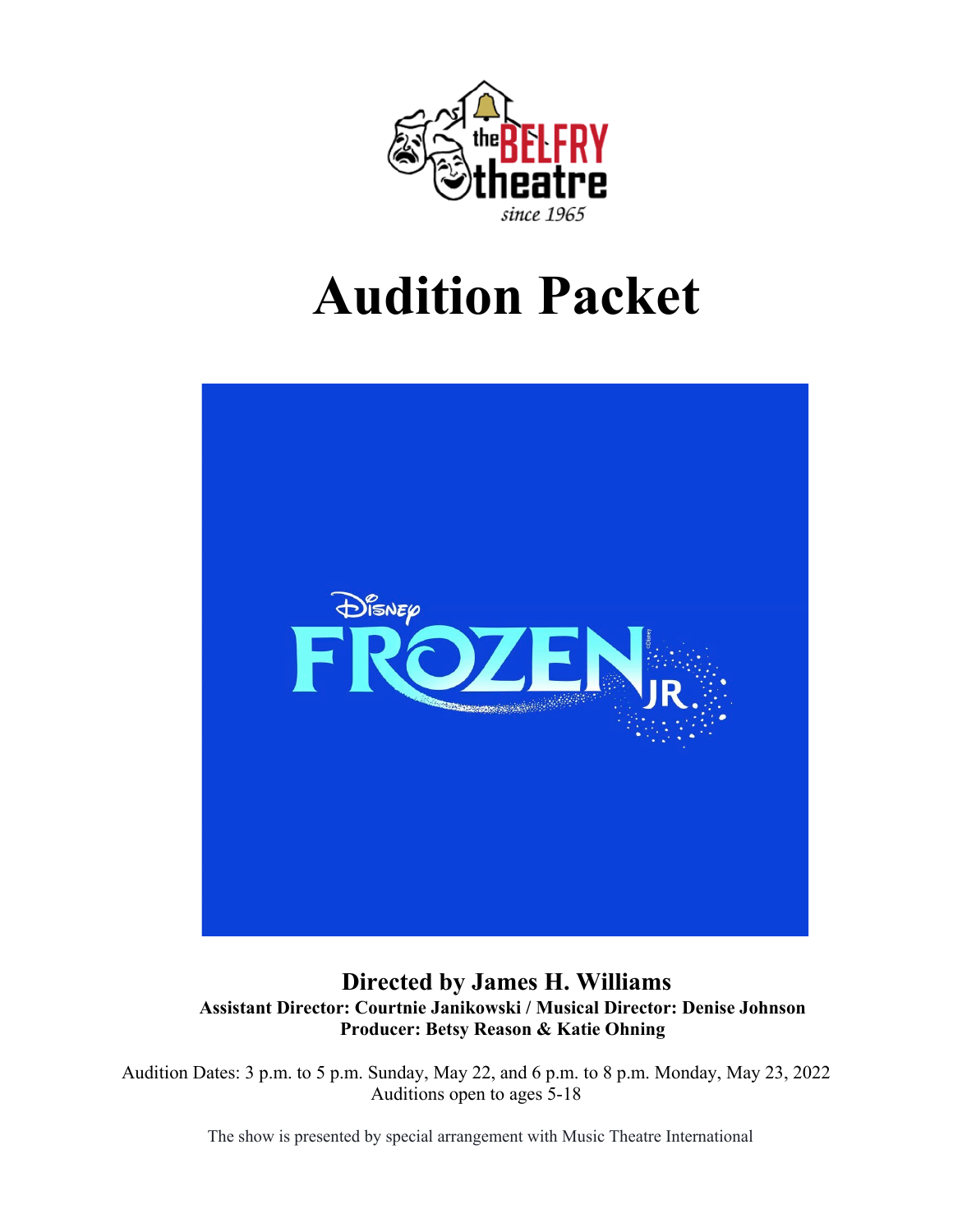# Audition Packet

**Directed by James H. Williams**

**Assistant Director: Courtnie Janikowski / Musical Director: Denise Johnson**

**Producer: Betsy Reason & Katie Ohning**

Audition Dates: 3 p.m. to 5 p.m. Sunday, May 22, and 6 p.m. to 8 p.m. Monday, May 23, 2022

Auditions open to ages 5-18

The show is presented by special arrangement with Music Theatre International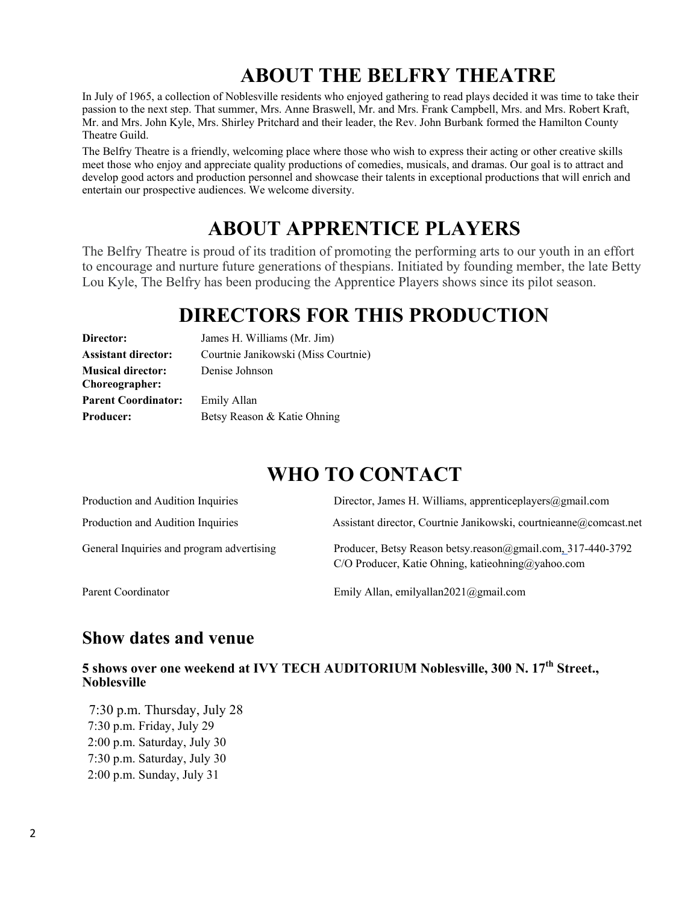# ABOUT THE BELFRY THEATRE

In July of 1965, a collection of Noblesville residents who enjoyed gathering to read plays decided it was time to take their passion to the next step. That summer, Mrs. Anne Braswell, Mr. and Mrs. Frank Campbell, Mrs. and Mrs. Robert Kraft, Mr. and Mrs. John Kyle, Mrs. Shirley Pritchard and their leader, the Rev. John Burbank formed the Hamilton County Theatre Guild.

The Belfry Theatre is a friendly, welcoming place where those who wish to express their acting or other creative skills meet those who enjoy and appreciate quality productions of comedies, musicals, and dramas. Our goal is to attract and develop good actors and production personnel and showcase their talents in exceptional productions that will enrich and entertain our prospective audiences. We welcome diversity.

# ABOUT APPRENTICE PLAYERS

The Belfry Theatre is proud of its tradition of promoting the performing arts to our youth in an effort to encourage and nurture future generations of thespians. Initiated by founding member, the late Betty Lou Kyle, The Belfry has been producing the Apprentice Players shows since its pilot season.

# DIRECTORS FOR THIS PRODUCTION

| | |
|---|---|
| **Director:** | James H. Williams (Mr. Jim) |
| **Assistant director:** | Courtnie Janikowski (Miss Courtnie) |
| **Musical director: Choreographer:** | Denise Johnson |
| **Parent Coordinator:** | Emily Allan |
| **Producer:** | Betsy Reason & Katie Ohning |

# WHO TO CONTACT

| | |
|---|---|
| Production and Audition Inquiries | Director, James H. Williams, apprenticeplayers@gmail.com |
| Production and Audition Inquiries | Assistant director, Courtnie Janikowski, courtnieanne@comcast.net |
| General Inquiries and program advertising | Producer, Betsy Reason betsy.reason@gmail.com, 317-440-3792 C/O Producer, Katie Ohning, katieohning@yahoo.com |
| Parent Coordinator | Emily Allan, emilyallan2021@gmail.com |

## Show dates and venue

**5 shows over one weekend at IVY TECH AUDITORIUM Noblesville, 300 N. 17th Street., Noblesville**

7:30 p.m. Thursday, July 28
7:30 p.m. Friday, July 29
2:00 p.m. Saturday, July 30
7:30 p.m. Saturday, July 30
2:00 p.m. Sunday, July 31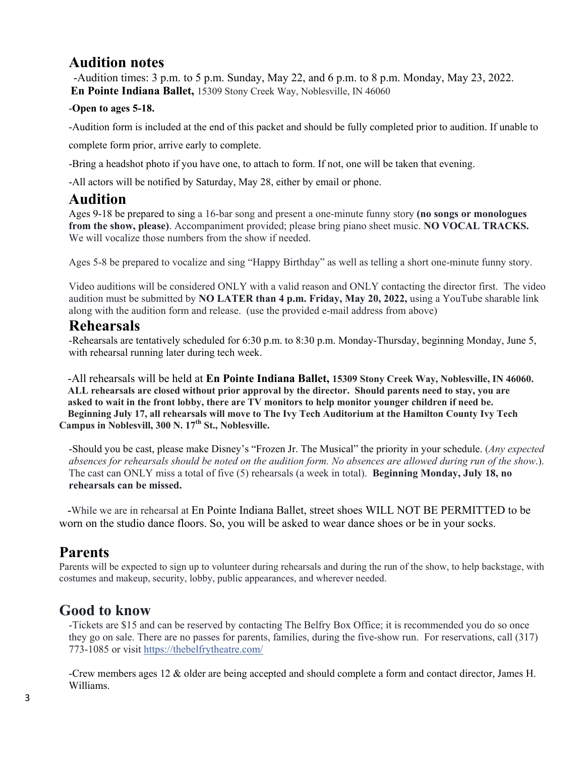## Audition notes

-Audition times: 3 p.m. to 5 p.m. Sunday, May 22, and 6 p.m. to 8 p.m. Monday, May 23, 2022.
**En Pointe Indiana Ballet,** 15309 Stony Creek Way, Noblesville, IN 46060

-**Open to ages 5-18.**

-Audition form is included at the end of this packet and should be fully completed prior to audition. If unable to complete form prior, arrive early to complete.

-Bring a headshot photo if you have one, to attach to form. If not, one will be taken that evening.

-All actors will be notified by Saturday, May 28, either by email or phone.

## Audition

Ages 9-18 be prepared to sing a 16-bar song and present a one-minute funny story **(no songs or monologues from the show, please)**. Accompaniment provided; please bring piano sheet music. **NO VOCAL TRACKS.** We will vocalize those numbers from the show if needed.

Ages 5-8 be prepared to vocalize and sing "Happy Birthday" as well as telling a short one-minute funny story.

Video auditions will be considered ONLY with a valid reason and ONLY contacting the director first. The video audition must be submitted by **NO LATER than 4 p.m. Friday, May 20, 2022,** using a YouTube sharable link along with the audition form and release. (use the provided e-mail address from above)

## Rehearsals

-Rehearsals are tentatively scheduled for 6:30 p.m. to 8:30 p.m. Monday-Thursday, beginning Monday, June 5, with rehearsal running later during tech week.

-All rehearsals will be held at **En Pointe Indiana Ballet, 15309 Stony Creek Way, Noblesville, IN 46060. ALL rehearsals are closed without prior approval by the director. Should parents need to stay, you are asked to wait in the front lobby, there are TV monitors to help monitor younger children if need be. Beginning July 17, all rehearsals will move to The Ivy Tech Auditorium at the Hamilton County Ivy Tech Campus in Noblesvill, 300 N. 17th St., Noblesville.**

-Should you be cast, please make Disney's "Frozen Jr. The Musical" the priority in your schedule. (*Any expected absences for rehearsals should be noted on the audition form. No absences are allowed during run of the show*.). The cast can ONLY miss a total of five (5) rehearsals (a week in total). **Beginning Monday, July 18, no rehearsals can be missed.**

-While we are in rehearsal at En Pointe Indiana Ballet, street shoes WILL NOT BE PERMITTED to be worn on the studio dance floors. So, you will be asked to wear dance shoes or be in your socks.

## Parents

Parents will be expected to sign up to volunteer during rehearsals and during the run of the show, to help backstage, with costumes and makeup, security, lobby, public appearances, and wherever needed.

## Good to know

-Tickets are $15 and can be reserved by contacting The Belfry Box Office; it is recommended you do so once they go on sale. There are no passes for parents, families, during the five-show run. For reservations, call (317) 773-1085 or visit https://thebelfrytheatre.com/

-Crew members ages 12 & older are being accepted and should complete a form and contact director, James H. Williams.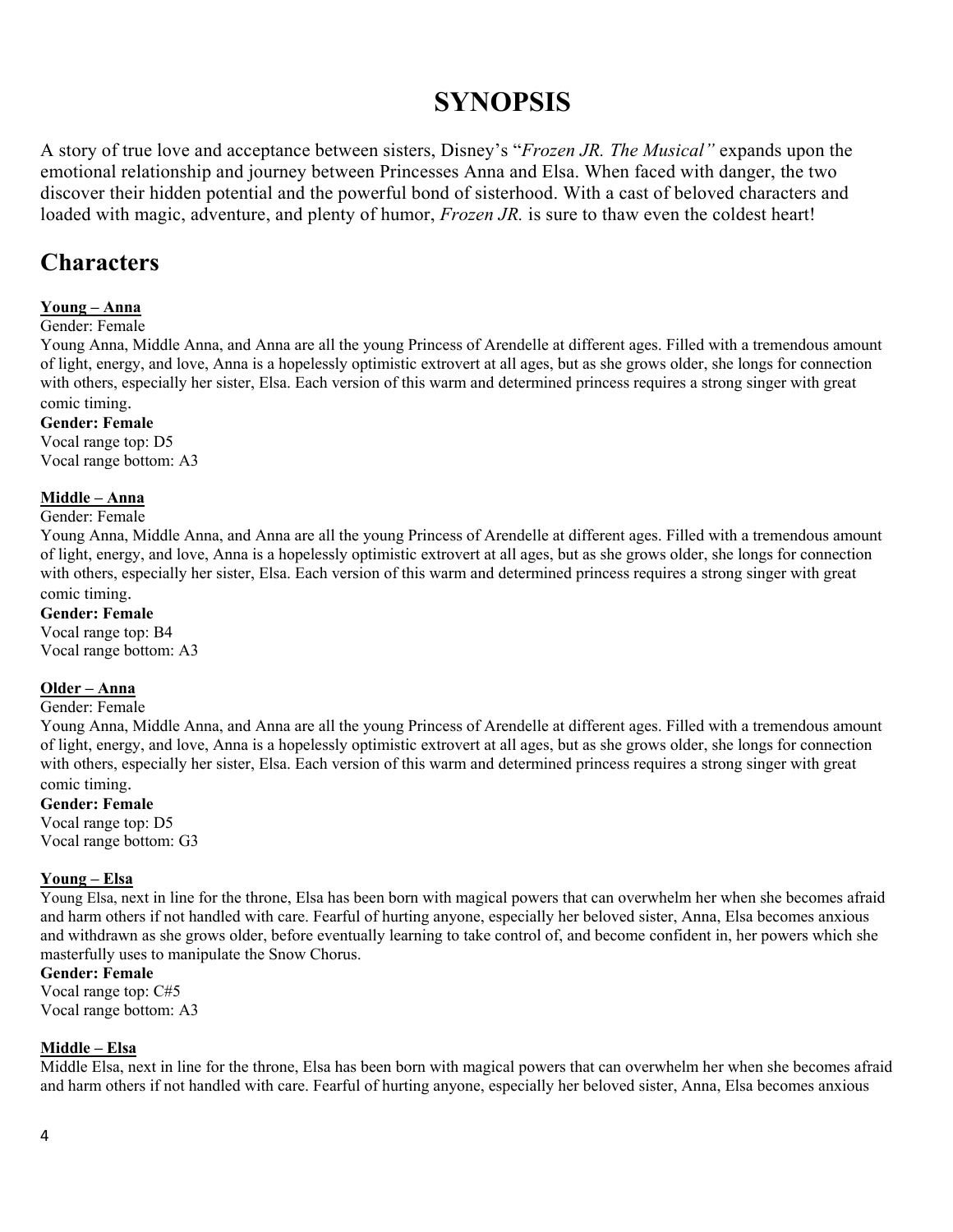# SYNOPSIS

A story of true love and acceptance between sisters, Disney's "*Frozen JR. The Musical"* expands upon the emotional relationship and journey between Princesses Anna and Elsa. When faced with danger, the two discover their hidden potential and the powerful bond of sisterhood. With a cast of beloved characters and loaded with magic, adventure, and plenty of humor, *Frozen JR.* is sure to thaw even the coldest heart!

## Characters

**Young – Anna**

Gender: Female

Young Anna, Middle Anna, and Anna are all the young Princess of Arendelle at different ages. Filled with a tremendous amount of light, energy, and love, Anna is a hopelessly optimistic extrovert at all ages, but as she grows older, she longs for connection with others, especially her sister, Elsa. Each version of this warm and determined princess requires a strong singer with great comic timing.

**Gender: Female**

Vocal range top: D5

Vocal range bottom: A3

**Middle – Anna**

Gender: Female

Young Anna, Middle Anna, and Anna are all the young Princess of Arendelle at different ages. Filled with a tremendous amount of light, energy, and love, Anna is a hopelessly optimistic extrovert at all ages, but as she grows older, she longs for connection with others, especially her sister, Elsa. Each version of this warm and determined princess requires a strong singer with great comic timing.

**Gender: Female**

Vocal range top: B4

Vocal range bottom: A3

**Older – Anna**

Gender: Female

Young Anna, Middle Anna, and Anna are all the young Princess of Arendelle at different ages. Filled with a tremendous amount of light, energy, and love, Anna is a hopelessly optimistic extrovert at all ages, but as she grows older, she longs for connection with others, especially her sister, Elsa. Each version of this warm and determined princess requires a strong singer with great comic timing.

**Gender: Female**

Vocal range top: D5

Vocal range bottom: G3

**Young – Elsa**

Young Elsa, next in line for the throne, Elsa has been born with magical powers that can overwhelm her when she becomes afraid and harm others if not handled with care. Fearful of hurting anyone, especially her beloved sister, Anna, Elsa becomes anxious and withdrawn as she grows older, before eventually learning to take control of, and become confident in, her powers which she masterfully uses to manipulate the Snow Chorus.

**Gender: Female**

Vocal range top: C#5

Vocal range bottom: A3

**Middle – Elsa**

Middle Elsa, next in line for the throne, Elsa has been born with magical powers that can overwhelm her when she becomes afraid and harm others if not handled with care. Fearful of hurting anyone, especially her beloved sister, Anna, Elsa becomes anxious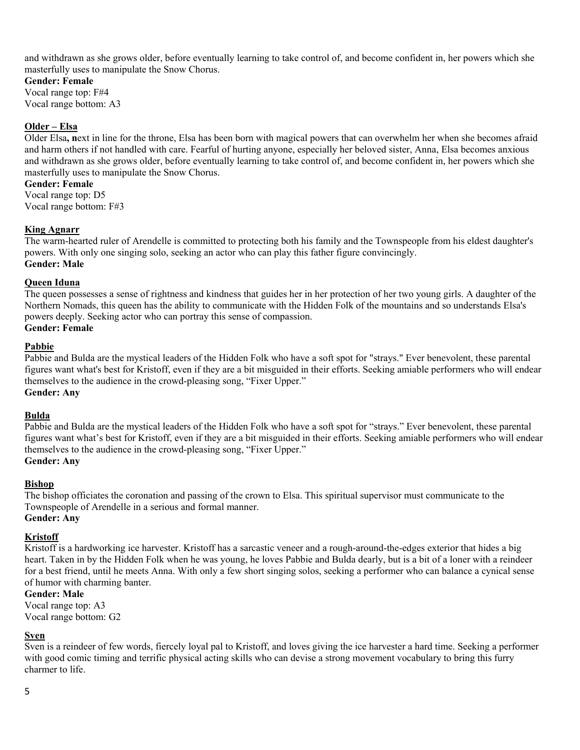and withdrawn as she grows older, before eventually learning to take control of, and become confident in, her powers which she masterfully uses to manipulate the Snow Chorus.

**Gender: Female**

Vocal range top: F#4

Vocal range bottom: A3

### Older – Elsa

Older Elsa**, n**ext in line for the throne, Elsa has been born with magical powers that can overwhelm her when she becomes afraid and harm others if not handled with care. Fearful of hurting anyone, especially her beloved sister, Anna, Elsa becomes anxious and withdrawn as she grows older, before eventually learning to take control of, and become confident in, her powers which she masterfully uses to manipulate the Snow Chorus.

**Gender: Female**

Vocal range top: D5

Vocal range bottom: F#3

### King Agnarr

The warm-hearted ruler of Arendelle is committed to protecting both his family and the Townspeople from his eldest daughter's powers. With only one singing solo, seeking an actor who can play this father figure convincingly.

**Gender: Male**

### Queen Iduna

The queen possesses a sense of rightness and kindness that guides her in her protection of her two young girls. A daughter of the Northern Nomads, this queen has the ability to communicate with the Hidden Folk of the mountains and so understands Elsa's powers deeply. Seeking actor who can portray this sense of compassion.

**Gender: Female**

### Pabbie

Pabbie and Bulda are the mystical leaders of the Hidden Folk who have a soft spot for "strays." Ever benevolent, these parental figures want what's best for Kristoff, even if they are a bit misguided in their efforts. Seeking amiable performers who will endear themselves to the audience in the crowd-pleasing song, "Fixer Upper."

**Gender: Any**

### Bulda

Pabbie and Bulda are the mystical leaders of the Hidden Folk who have a soft spot for "strays." Ever benevolent, these parental figures want what's best for Kristoff, even if they are a bit misguided in their efforts. Seeking amiable performers who will endear themselves to the audience in the crowd-pleasing song, "Fixer Upper."

**Gender: Any**

### Bishop

The bishop officiates the coronation and passing of the crown to Elsa. This spiritual supervisor must communicate to the Townspeople of Arendelle in a serious and formal manner.

**Gender: Any**

### Kristoff

Kristoff is a hardworking ice harvester. Kristoff has a sarcastic veneer and a rough-around-the-edges exterior that hides a big heart. Taken in by the Hidden Folk when he was young, he loves Pabbie and Bulda dearly, but is a bit of a loner with a reindeer for a best friend, until he meets Anna. With only a few short singing solos, seeking a performer who can balance a cynical sense of humor with charming banter.

**Gender: Male**

Vocal range top: A3

Vocal range bottom: G2

### Sven

Sven is a reindeer of few words, fiercely loyal pal to Kristoff, and loves giving the ice harvester a hard time. Seeking a performer with good comic timing and terrific physical acting skills who can devise a strong movement vocabulary to bring this furry charmer to life.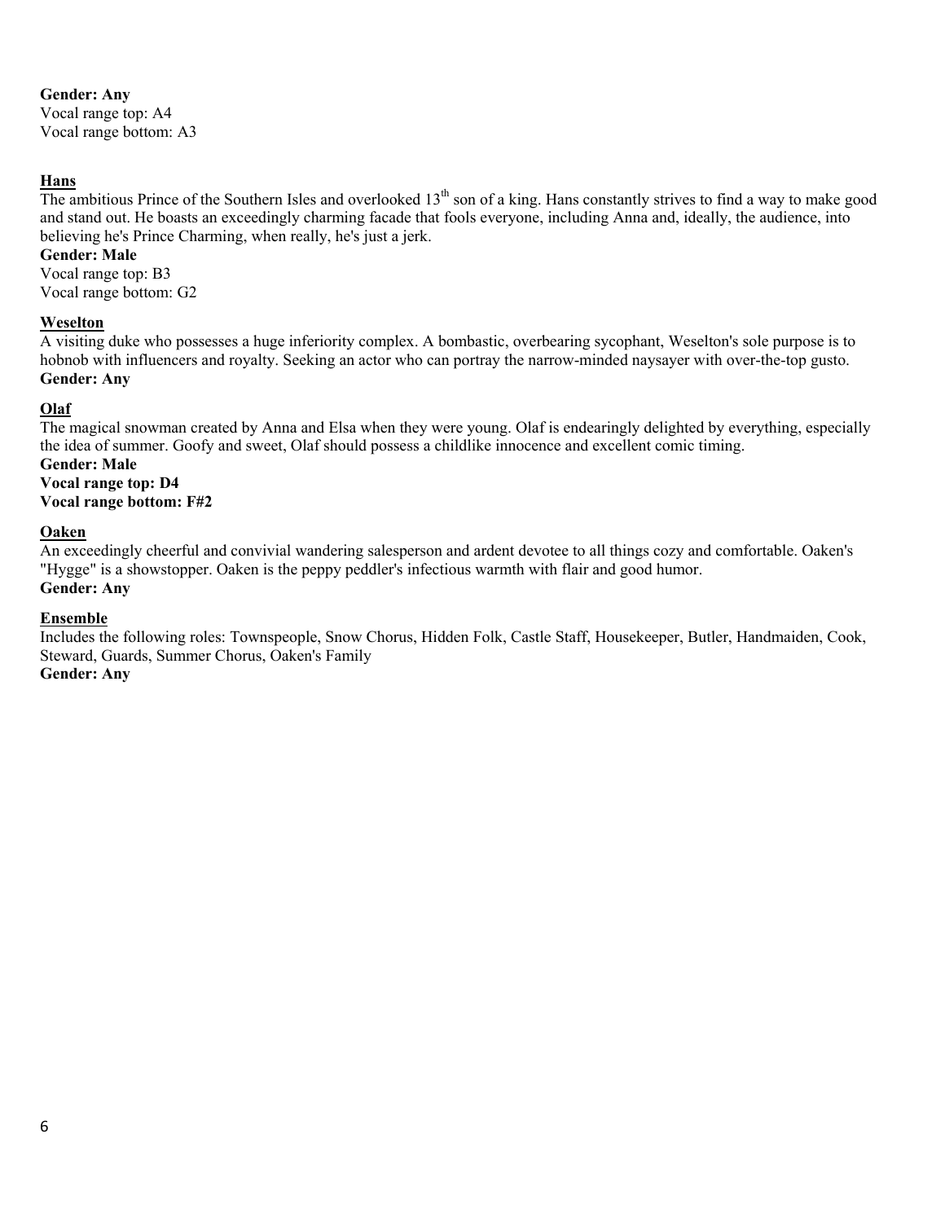**Gender: Any**
Vocal range top: A4
Vocal range bottom: A3

**Hans**
The ambitious Prince of the Southern Isles and overlooked 13th son of a king. Hans constantly strives to find a way to make good and stand out. He boasts an exceedingly charming facade that fools everyone, including Anna and, ideally, the audience, into believing he's Prince Charming, when really, he's just a jerk.
**Gender: Male**
Vocal range top: B3
Vocal range bottom: G2

**Weselton**
A visiting duke who possesses a huge inferiority complex. A bombastic, overbearing sycophant, Weselton's sole purpose is to hobnob with influencers and royalty. Seeking an actor who can portray the narrow-minded naysayer with over-the-top gusto.
**Gender: Any**

**Olaf**
The magical snowman created by Anna and Elsa when they were young. Olaf is endearingly delighted by everything, especially the idea of summer. Goofy and sweet, Olaf should possess a childlike innocence and excellent comic timing.
**Gender: Male**
**Vocal range top: D4**
**Vocal range bottom: F#2**

**Oaken**
An exceedingly cheerful and convivial wandering salesperson and ardent devotee to all things cozy and comfortable. Oaken's "Hygge" is a showstopper. Oaken is the peppy peddler's infectious warmth with flair and good humor.
**Gender: Any**

**Ensemble**
Includes the following roles: Townspeople, Snow Chorus, Hidden Folk, Castle Staff, Housekeeper, Butler, Handmaiden, Cook, Steward, Guards, Summer Chorus, Oaken's Family
**Gender: Any**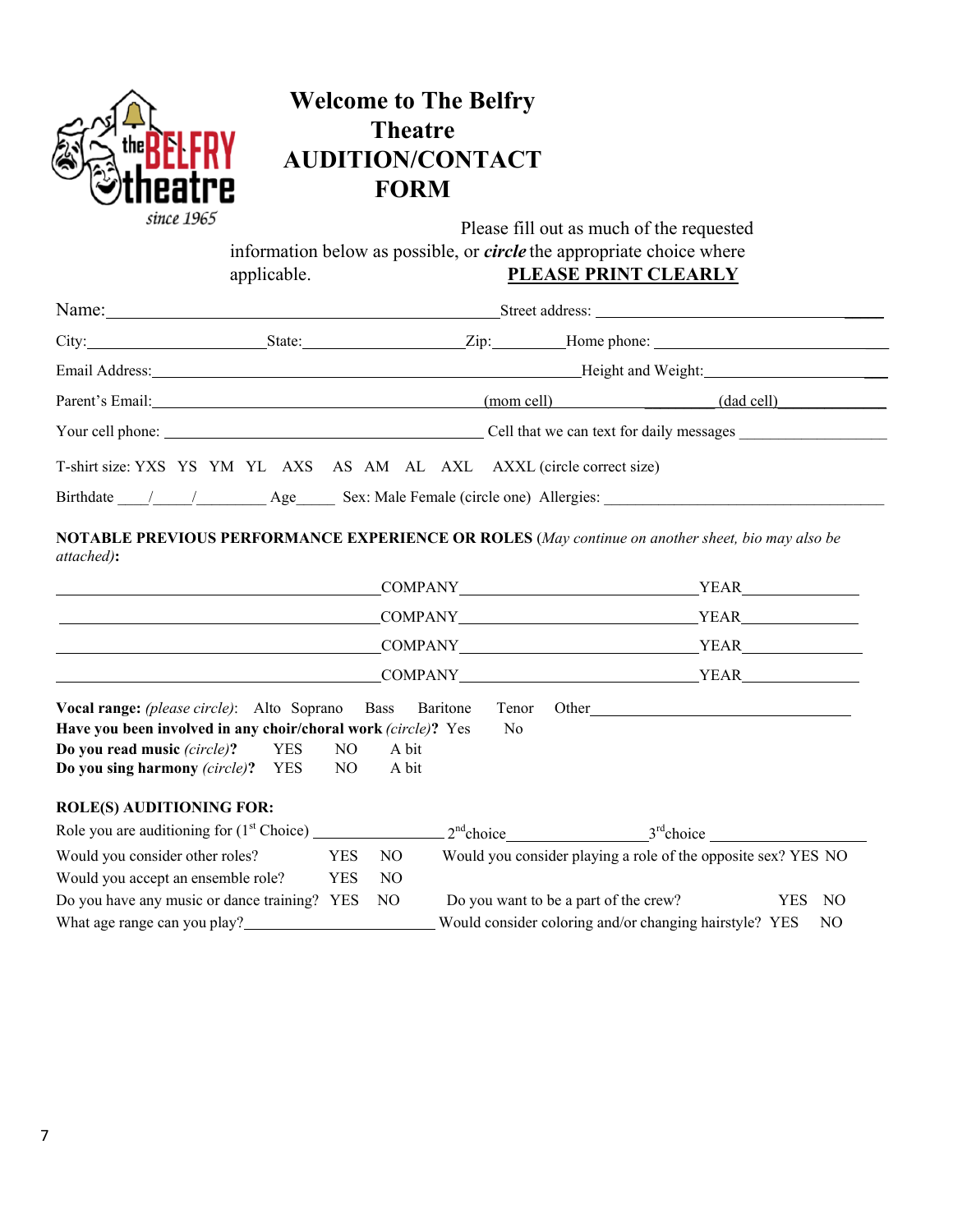# Welcome to The Belfry Theatre AUDITION/CONTACT FORM

Please fill out as much of the requested information below as possible, or ***circle*** the appropriate choice where applicable. **PLEASE PRINT CLEARLY**

Name:________________________________________ Street address: ______________________________

City:____________________ State:____________________ Zip:__________ Home phone: ______________________

Email Address:______________________________________________ Height and Weight:______________________

Parent's Email:______________________________________ (mom cell)_______________ (dad cell)_______________

Your cell phone: ________________________________ Cell that we can text for daily messages ________________

T-shirt size: YXS YS YM YL AXS AS AM AL AXL AXXL (circle correct size)

Birthdate ____/____/________ Age_____ Sex: Male Female (circle one) Allergies: ______________________________

**NOTABLE PREVIOUS PERFORMANCE EXPERIENCE OR ROLES** (*May continue on another sheet, bio may also be attached)*:

________________________________ COMPANY________________________ YEAR____________

________________________________ COMPANY________________________ YEAR____________

________________________________ COMPANY________________________ YEAR____________

________________________________ COMPANY________________________ YEAR____________

**Vocal range:** *(please circle)*: Alto Soprano Bass Baritone Tenor Other______________________________

**Have you been involved in any choir/choral work** *(circle)***?** Yes No

**Do you read music** *(circle)***?** YES NO A bit

**Do you sing harmony** *(circle)***?** YES NO A bit

**ROLE(S) AUDITIONING FOR:**

Role you are auditioning for (1st Choice) ________________ 2nd choice________________ 3rd choice ________________

Would you consider other roles? YES NO Would you consider playing a role of the opposite sex? YES NO

Would you accept an ensemble role? YES NO

Do you have any music or dance training? YES NO Do you want to be a part of the crew? YES NO

What age range can you play?______________________ Would consider coloring and/or changing hairstyle? YES NO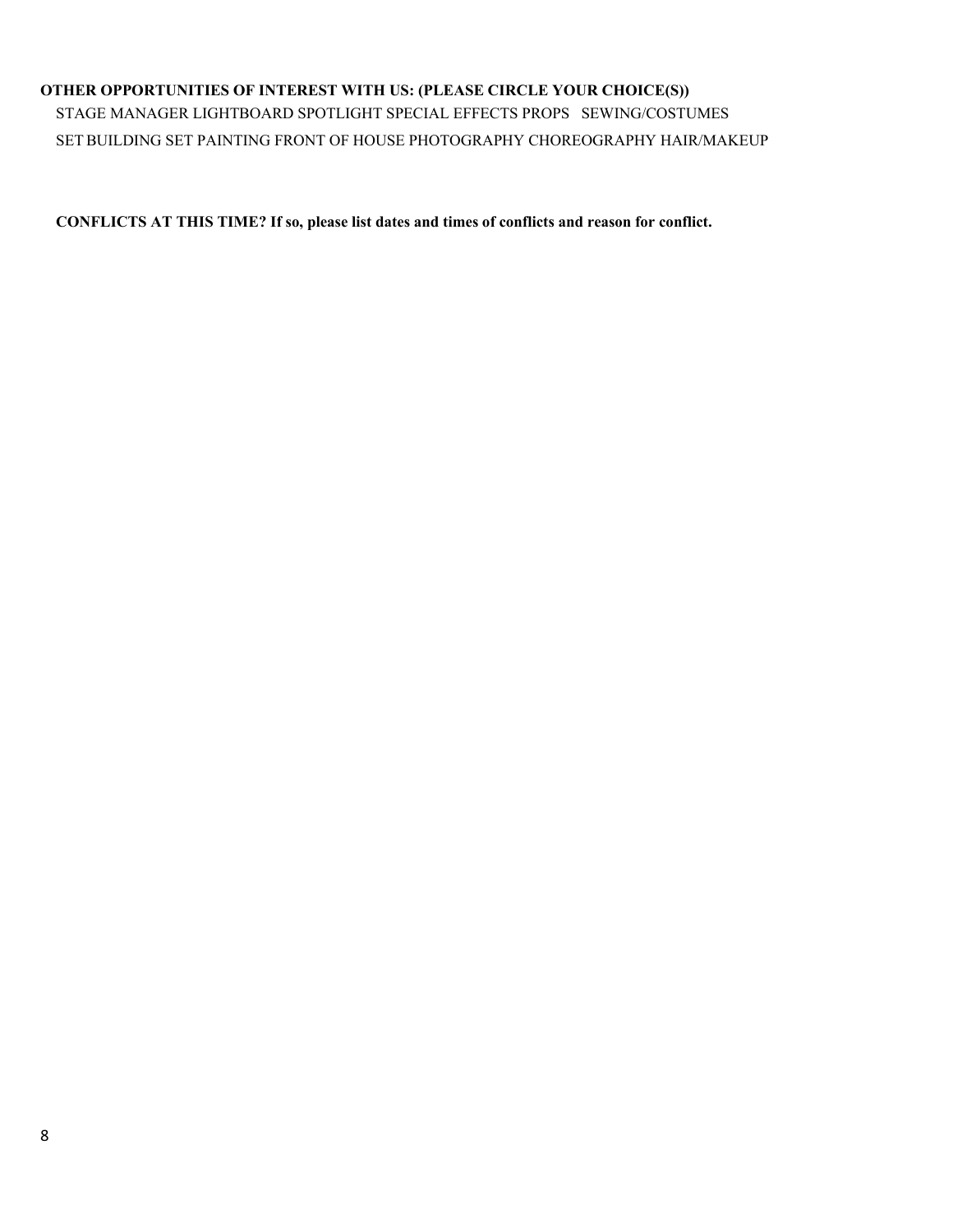**OTHER OPPORTUNITIES OF INTEREST WITH US: (PLEASE CIRCLE YOUR CHOICE(S))**

STAGE MANAGER LIGHTBOARD SPOTLIGHT SPECIAL EFFECTS PROPS SEWING/COSTUMES

SET BUILDING SET PAINTING FRONT OF HOUSE PHOTOGRAPHY CHOREOGRAPHY HAIR/MAKEUP

**CONFLICTS AT THIS TIME? If so, please list dates and times of conflicts and reason for conflict.**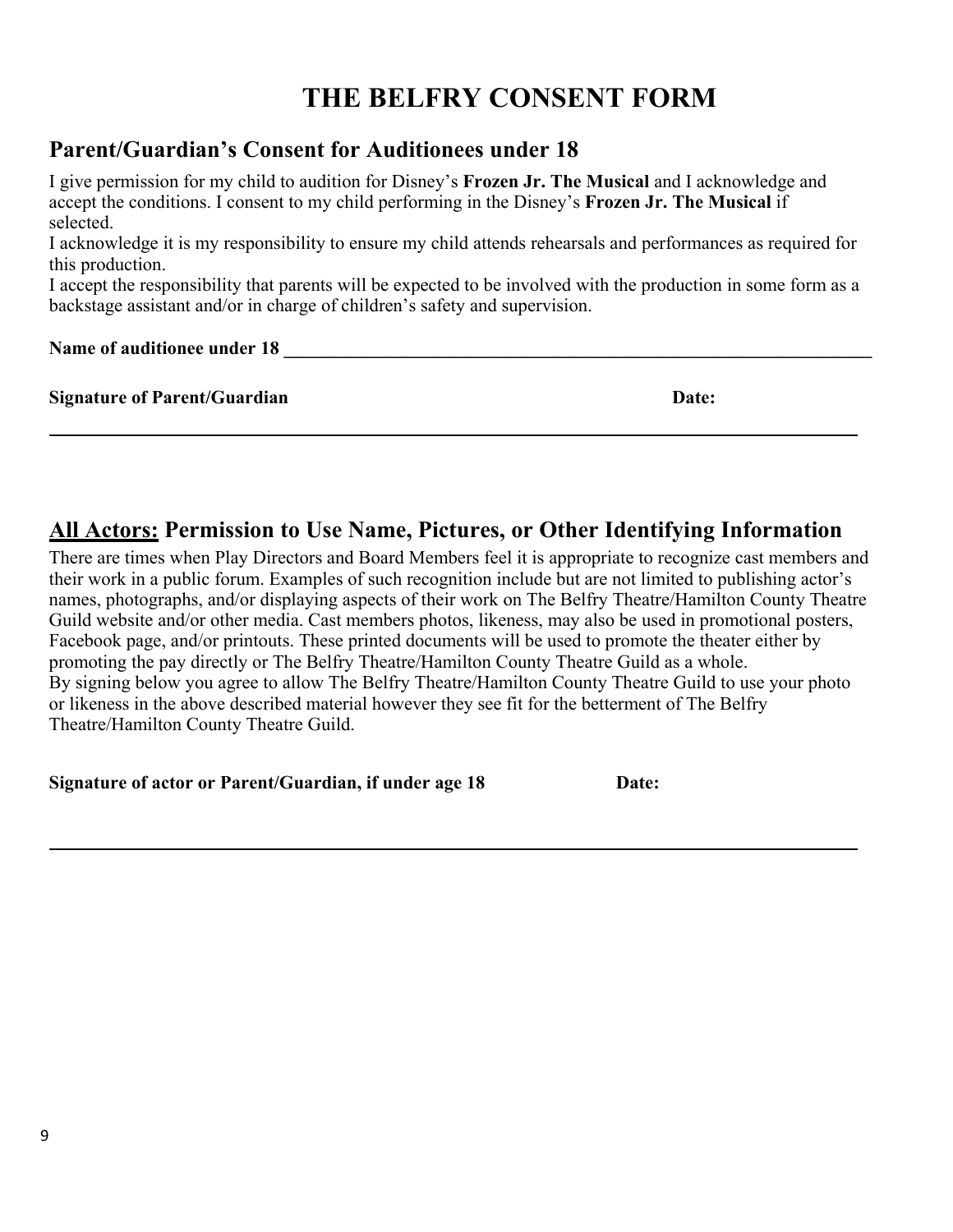# THE BELFRY CONSENT FORM

## Parent/Guardian's Consent for Auditionees under 18

I give permission for my child to audition for Disney's **Frozen Jr. The Musical** and I acknowledge and accept the conditions. I consent to my child performing in the Disney's **Frozen Jr. The Musical** if selected.

I acknowledge it is my responsibility to ensure my child attends rehearsals and performances as required for this production.

I accept the responsibility that parents will be expected to be involved with the production in some form as a backstage assistant and/or in charge of children's safety and supervision.

**Name of auditionee under 18** ______________________________________________________________________

**Signature of Parent/Guardian** **Date:**

______________________________________________________________________________________

## <u>All Actors:</u> Permission to Use Name, Pictures, or Other Identifying Information

There are times when Play Directors and Board Members feel it is appropriate to recognize cast members and their work in a public forum. Examples of such recognition include but are not limited to publishing actor's names, photographs, and/or displaying aspects of their work on The Belfry Theatre/Hamilton County Theatre Guild website and/or other media. Cast members photos, likeness, may also be used in promotional posters, Facebook page, and/or printouts. These printed documents will be used to promote the theater either by promoting the pay directly or The Belfry Theatre/Hamilton County Theatre Guild as a whole.

By signing below you agree to allow The Belfry Theatre/Hamilton County Theatre Guild to use your photo or likeness in the above described material however they see fit for the betterment of The Belfry Theatre/Hamilton County Theatre Guild.

**Signature of actor or Parent/Guardian, if under age 18** **Date:**

______________________________________________________________________________________